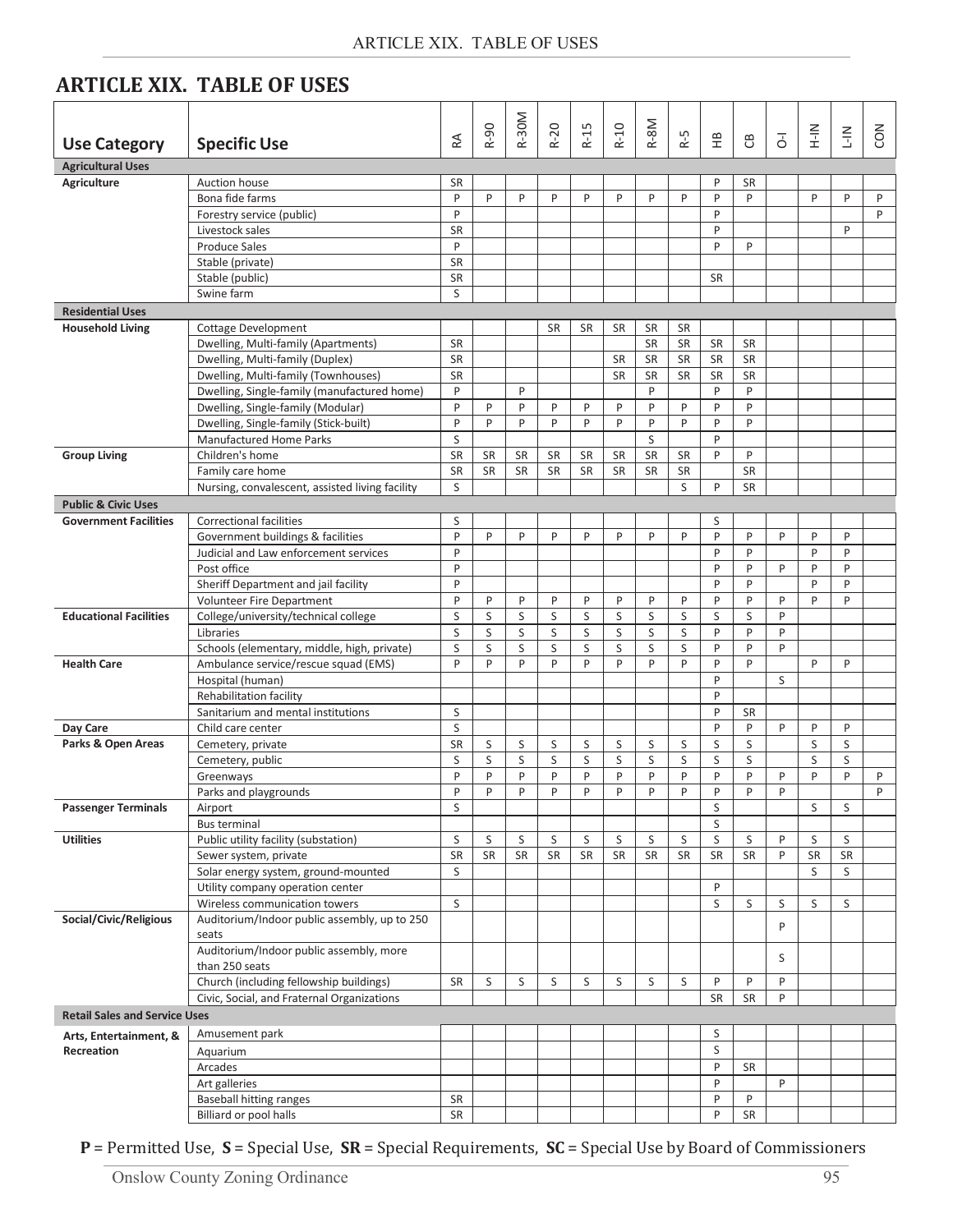# ARTICLE XIX. TABLE OF USES

| Use Category | Specific Use | RA | R-90 | R-30M | R-20 | R-15 | R-10 | R-8M | R-5 | HB | CB | O-I | H-IN | L-IN | CON |
|---|---|---|---|---|---|---|---|---|---|---|---|---|---|---|---|
| **Agricultural Uses** | | | | | | | | | | | | | | | |
| **Agriculture** | Auction house | SR | | | | | | | | P | SR | | | | |
| | Bona fide farms | P | P | P | P | P | P | P | P | P | P | | P | P | P |
| | Forestry service (public) | P | | | | | | | | P | | | | | P |
| | Livestock sales | SR | | | | | | | | P | | | | P | |
| | Produce Sales | P | | | | | | | | P | P | | | | |
| | Stable (private) | SR | | | | | | | | | | | | | |
| | Stable (public) | SR | | | | | | | | SR | | | | | |
| | Swine farm | S | | | | | | | | | | | | | |
| **Residential Uses** | | | | | | | | | | | | | | | |
| **Household Living** | Cottage Development | | | | SR | SR | SR | SR | SR | | | | | | |
| | Dwelling, Multi-family (Apartments) | SR | | | | | | SR | SR | SR | SR | | | | |
| | Dwelling, Multi-family (Duplex) | SR | | | | | SR | SR | SR | SR | SR | | | | |
| | Dwelling, Multi-family (Townhouses) | SR | | | | | SR | SR | SR | SR | SR | | | | |
| | Dwelling, Single-family (manufactured home) | P | | P | | | | P | | P | P | | | | |
| | Dwelling, Single-family (Modular) | P | P | P | P | P | P | P | P | P | P | | | | |
| | Dwelling, Single-family (Stick-built) | P | P | P | P | P | P | P | P | P | P | | | | |
| | Manufactured Home Parks | S | | | | | | S | | P | | | | | |
| **Group Living** | Children's home | SR | SR | SR | SR | SR | SR | SR | SR | P | P | | | | |
| | Family care home | SR | SR | SR | SR | SR | SR | SR | SR | | SR | | | | |
| | Nursing, convalescent, assisted living facility | S | | | | | | | S | P | SR | | | | |
| **Public & Civic Uses** | | | | | | | | | | | | | | | |
| **Government Facilities** | Correctional facilities | S | | | | | | | | S | | | | | |
| | Government buildings & facilities | P | P | P | P | P | P | P | P | P | P | P | P | P | |
| | Judicial and Law enforcement services | P | | | | | | | | P | P | | P | P | |
| | Post office | P | | | | | | | | P | P | P | P | P | |
| | Sheriff Department and jail facility | P | | | | | | | | P | P | | P | P | |
| | Volunteer Fire Department | P | P | P | P | P | P | P | P | P | P | P | P | P | |
| **Educational Facilities** | College/university/technical college | S | S | S | S | S | S | S | S | S | S | P | | | |
| | Libraries | S | S | S | S | S | S | S | S | P | P | P | | | |
| | Schools (elementary, middle, high, private) | S | S | S | S | S | S | S | S | P | P | P | | | |
| **Health Care** | Ambulance service/rescue squad (EMS) | P | P | P | P | P | P | P | P | P | P | | P | P | |
| | Hospital (human) | | | | | | | | | P | | S | | | |
| | Rehabilitation facility | | | | | | | | | P | | | | | |
| | Sanitarium and mental institutions | S | | | | | | | | P | SR | | | | |
| **Day Care** | Child care center | S | | | | | | | | P | P | P | P | P | |
| **Parks & Open Areas** | Cemetery, private | SR | S | S | S | S | S | S | S | S | S | | S | S | |
| | Cemetery, public | S | S | S | S | S | S | S | S | S | S | | S | S | |
| | Greenways | P | P | P | P | P | P | P | P | P | P | P | P | P | P |
| | Parks and playgrounds | P | P | P | P | P | P | P | P | P | P | P | | | P |
| **Passenger Terminals** | Airport | S | | | | | | | | S | | | S | S | |
| | Bus terminal | | | | | | | | | S | | | | | |
| **Utilities** | Public utility facility (substation) | S | S | S | S | S | S | S | S | S | S | P | S | S | |
| | Sewer system, private | SR | SR | SR | SR | SR | SR | SR | SR | SR | SR | P | SR | SR | |
| | Solar energy system, ground-mounted | S | | | | | | | | | | | S | S | |
| | Utility company operation center | | | | | | | | | P | | | | | |
| | Wireless communication towers | S | | | | | | | | S | S | S | S | S | |
| **Social/Civic/Religious** | Auditorium/Indoor public assembly, up to 250 seats | | | | | | | | | | | P | | | |
| | Auditorium/Indoor public assembly, more than 250 seats | | | | | | | | | | | S | | | |
| | Church (including fellowship buildings) | SR | S | S | S | S | S | S | S | P | P | P | | | |
| | Civic, Social, and Fraternal Organizations | | | | | | | | | SR | SR | P | | | |
| **Retail Sales and Service Uses** | | | | | | | | | | | | | | | |
| **Arts, Entertainment, & Recreation** | Amusement park | | | | | | | | | S | | | | | |
| | Aquarium | | | | | | | | | S | | | | | |
| | Arcades | | | | | | | | | P | SR | | | | |
| | Art galleries | | | | | | | | | P | | P | | | |
| | Baseball hitting ranges | SR | | | | | | | | P | P | | | | |
| | Billiard or pool halls | SR | | | | | | | | P | SR | | | | |

**P** = Permitted Use, **S** = Special Use, **SR** = Special Requirements, **SC** = Special Use by Board of Commissioners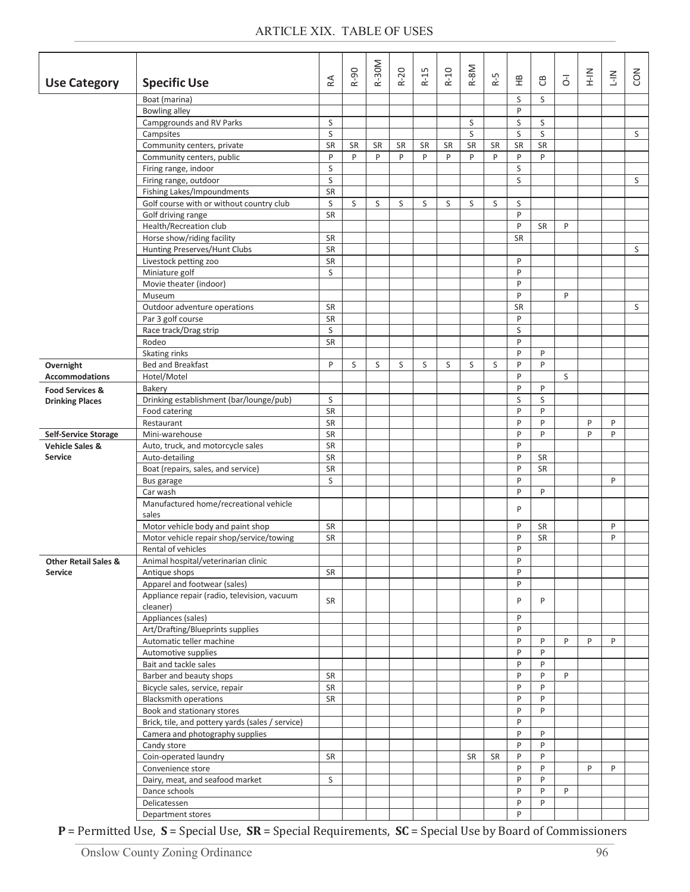## ARTICLE XIX. TABLE OF USES

| Use Category | Specific Use | RA | R-90 | R-30M | R-20 | R-15 | R-10 | R-8M | R-5 | HB | CB | O-I | H-IN | L-IN | CON |
|---|---|---|---|---|---|---|---|---|---|---|---|---|---|---|---|
| | Boat (marina) | | | | | | | | | S | S | | | | |
| | Bowling alley | | | | | | | | | P | | | | | |
| | Campgrounds and RV Parks | S | | | | | | S | | S | S | | | | |
| | Campsites | S | | | | | | S | | S | S | | | | S |
| | Community centers, private | SR | SR | SR | SR | SR | SR | SR | SR | SR | SR | | | | |
| | Community centers, public | P | P | P | P | P | P | P | P | P | P | | | | |
| | Firing range, indoor | S | | | | | | | | S | | | | | |
| | Firing range, outdoor | S | | | | | | | | S | | | | | S |
| | Fishing Lakes/Impoundments | SR | | | | | | | | | | | | | |
| | Golf course with or without country club | S | S | S | S | S | S | S | S | S | | | | | |
| | Golf driving range | SR | | | | | | | | P | | | | | |
| | Health/Recreation club | | | | | | | | | P | SR | P | | | |
| | Horse show/riding facility | SR | | | | | | | | SR | | | | | |
| | Hunting Preserves/Hunt Clubs | SR | | | | | | | | | | | | | S |
| | Livestock petting zoo | SR | | | | | | | | P | | | | | |
| | Miniature golf | S | | | | | | | | P | | | | | |
| | Movie theater (indoor) | | | | | | | | | P | | | | | |
| | Museum | | | | | | | | | P | | P | | | |
| | Outdoor adventure operations | SR | | | | | | | | SR | | | | | S |
| | Par 3 golf course | SR | | | | | | | | P | | | | | |
| | Race track/Drag strip | S | | | | | | | | S | | | | | |
| | Rodeo | SR | | | | | | | | P | | | | | |
| | Skating rinks | | | | | | | | | P | P | | | | |
| **Overnight Accommodations** | Bed and Breakfast | P | S | S | S | S | S | S | S | P | P | | | | |
| | Hotel/Motel | | | | | | | | | P | | S | | | |
| **Food Services & Drinking Places** | Bakery | | | | | | | | | P | P | | | | |
| | Drinking establishment (bar/lounge/pub) | S | | | | | | | | S | S | | | | |
| | Food catering | SR | | | | | | | | P | P | | | | |
| | Restaurant | SR | | | | | | | | P | P | | P | P | |
| **Self-Service Storage** | Mini-warehouse | SR | | | | | | | | P | P | | P | P | |
| **Vehicle Sales & Service** | Auto, truck, and motorcycle sales | SR | | | | | | | | P | | | | | |
| | Auto-detailing | SR | | | | | | | | P | SR | | | | |
| | Boat (repairs, sales, and service) | SR | | | | | | | | P | SR | | | | |
| | Bus garage | S | | | | | | | | P | | | | P | |
| | Car wash | | | | | | | | | P | P | | | | |
| | Manufactured home/recreational vehicle sales | | | | | | | | | P | | | | | |
| | Motor vehicle body and paint shop | SR | | | | | | | | P | SR | | | P | |
| | Motor vehicle repair shop/service/towing | SR | | | | | | | | P | SR | | | P | |
| | Rental of vehicles | | | | | | | | | P | | | | | |
| **Other Retail Sales & Service** | Animal hospital/veterinarian clinic | | | | | | | | | P | | | | | |
| | Antique shops | SR | | | | | | | | P | | | | | |
| | Apparel and footwear (sales) | | | | | | | | | P | | | | | |
| | Appliance repair (radio, television, vacuum cleaner) | SR | | | | | | | | P | P | | | | |
| | Appliances (sales) | | | | | | | | | P | | | | | |
| | Art/Drafting/Blueprints supplies | | | | | | | | | P | | | | | |
| | Automatic teller machine | | | | | | | | | P | P | P | P | P | |
| | Automotive supplies | | | | | | | | | P | P | | | | |
| | Bait and tackle sales | | | | | | | | | P | P | | | | |
| | Barber and beauty shops | SR | | | | | | | | P | P | P | | | |
| | Bicycle sales, service, repair | SR | | | | | | | | P | P | | | | |
| | Blacksmith operations | SR | | | | | | | | P | P | | | | |
| | Book and stationary stores | | | | | | | | | P | P | | | | |
| | Brick, tile, and pottery yards (sales / service) | | | | | | | | | P | | | | | |
| | Camera and photography supplies | | | | | | | | | P | P | | | | |
| | Candy store | | | | | | | | | P | P | | | | |
| | Coin-operated laundry | SR | | | | | | SR | SR | P | P | | | | |
| | Convenience store | | | | | | | | | P | P | | P | P | |
| | Dairy, meat, and seafood market | S | | | | | | | | P | P | | | | |
| | Dance schools | | | | | | | | | P | P | P | | | |
| | Delicatessen | | | | | | | | | P | P | | | | |
| | Department stores | | | | | | | | | P | | | | | |

**P** = Permitted Use, **S** = Special Use, **SR** = Special Requirements, **SC** = Special Use by Board of Commissioners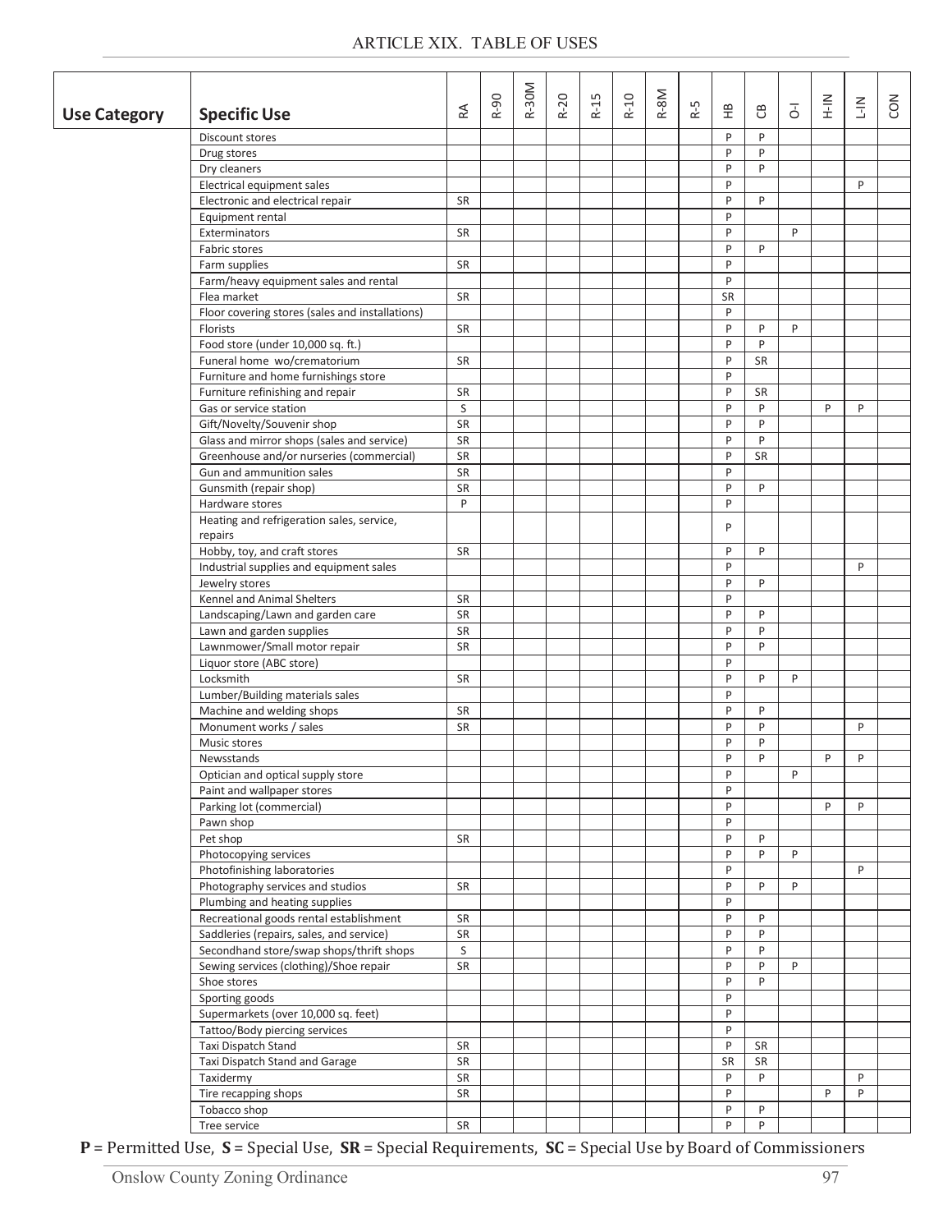# ARTICLE XIX. TABLE OF USES

| Use Category | Specific Use | RA | R-90 | R-30M | R-20 | R-15 | R-10 | R-8M | R-5 | HB | CB | O-I | H-IN | L-IN | CON |
|---|---|---|---|---|---|---|---|---|---|---|---|---|---|---|---|
| | Discount stores | | | | | | | | | P | P | | | | |
| | Drug stores | | | | | | | | | P | P | | | | |
| | Dry cleaners | | | | | | | | | P | P | | | | |
| | Electrical equipment sales | | | | | | | | | P | | | | P | |
| | Electronic and electrical repair | SR | | | | | | | | P | P | | | | |
| | Equipment rental | | | | | | | | | P | | | | | |
| | Exterminators | SR | | | | | | | | P | | P | | | |
| | Fabric stores | | | | | | | | | P | P | | | | |
| | Farm supplies | SR | | | | | | | | P | | | | | |
| | Farm/heavy equipment sales and rental | | | | | | | | | P | | | | | |
| | Flea market | SR | | | | | | | | SR | | | | | |
| | Floor covering stores (sales and installations) | | | | | | | | | P | | | | | |
| | Florists | SR | | | | | | | | P | P | P | | | |
| | Food store (under 10,000 sq. ft.) | | | | | | | | | P | P | | | | |
| | Funeral home wo/crematorium | SR | | | | | | | | P | SR | | | | |
| | Furniture and home furnishings store | | | | | | | | | P | | | | | |
| | Furniture refinishing and repair | SR | | | | | | | | P | SR | | | | |
| | Gas or service station | S | | | | | | | | P | P | | P | P | |
| | Gift/Novelty/Souvenir shop | SR | | | | | | | | P | P | | | | |
| | Glass and mirror shops (sales and service) | SR | | | | | | | | P | P | | | | |
| | Greenhouse and/or nurseries (commercial) | SR | | | | | | | | P | SR | | | | |
| | Gun and ammunition sales | SR | | | | | | | | P | | | | | |
| | Gunsmith (repair shop) | SR | | | | | | | | P | P | | | | |
| | Hardware stores | P | | | | | | | | P | | | | | |
| | Heating and refrigeration sales, service, repairs | | | | | | | | | P | | | | | |
| | Hobby, toy, and craft stores | SR | | | | | | | | P | P | | | | |
| | Industrial supplies and equipment sales | | | | | | | | | P | | | | P | |
| | Jewelry stores | | | | | | | | | P | P | | | | |
| | Kennel and Animal Shelters | SR | | | | | | | | P | | | | | |
| | Landscaping/Lawn and garden care | SR | | | | | | | | P | P | | | | |
| | Lawn and garden supplies | SR | | | | | | | | P | P | | | | |
| | Lawnmower/Small motor repair | SR | | | | | | | | P | P | | | | |
| | Liquor store (ABC store) | | | | | | | | | P | | | | | |
| | Locksmith | SR | | | | | | | | P | P | P | | | |
| | Lumber/Building materials sales | | | | | | | | | P | | | | | |
| | Machine and welding shops | SR | | | | | | | | P | P | | | | |
| | Monument works / sales | SR | | | | | | | | P | P | | | P | |
| | Music stores | | | | | | | | | P | P | | | | |
| | Newsstands | | | | | | | | | P | P | | P | P | |
| | Optician and optical supply store | | | | | | | | | P | | P | | | |
| | Paint and wallpaper stores | | | | | | | | | P | | | | | |
| | Parking lot (commercial) | | | | | | | | | P | | | P | P | |
| | Pawn shop | | | | | | | | | P | | | | | |
| | Pet shop | SR | | | | | | | | P | P | | | | |
| | Photocopying services | | | | | | | | | P | P | P | | | |
| | Photofinishing laboratories | | | | | | | | | P | | | | P | |
| | Photography services and studios | SR | | | | | | | | P | P | P | | | |
| | Plumbing and heating supplies | | | | | | | | | P | | | | | |
| | Recreational goods rental establishment | SR | | | | | | | | P | P | | | | |
| | Saddleries (repairs, sales, and service) | SR | | | | | | | | P | P | | | | |
| | Secondhand store/swap shops/thrift shops | S | | | | | | | | P | P | | | | |
| | Sewing services (clothing)/Shoe repair | SR | | | | | | | | P | P | P | | | |
| | Shoe stores | | | | | | | | | P | P | | | | |
| | Sporting goods | | | | | | | | | P | | | | | |
| | Supermarkets (over 10,000 sq. feet) | | | | | | | | | P | | | | | |
| | Tattoo/Body piercing services | | | | | | | | | P | | | | | |
| | Taxi Dispatch Stand | SR | | | | | | | | P | SR | | | | |
| | Taxi Dispatch Stand and Garage | SR | | | | | | | | SR | SR | | | | |
| | Taxidermy | SR | | | | | | | | P | P | | | P | |
| | Tire recapping shops | SR | | | | | | | | P | | | P | P | |
| | Tobacco shop | | | | | | | | | P | P | | | | |
| | Tree service | SR | | | | | | | | P | P | | | | |

**P** = Permitted Use, **S** = Special Use, **SR** = Special Requirements, **SC** = Special Use by Board of Commissioners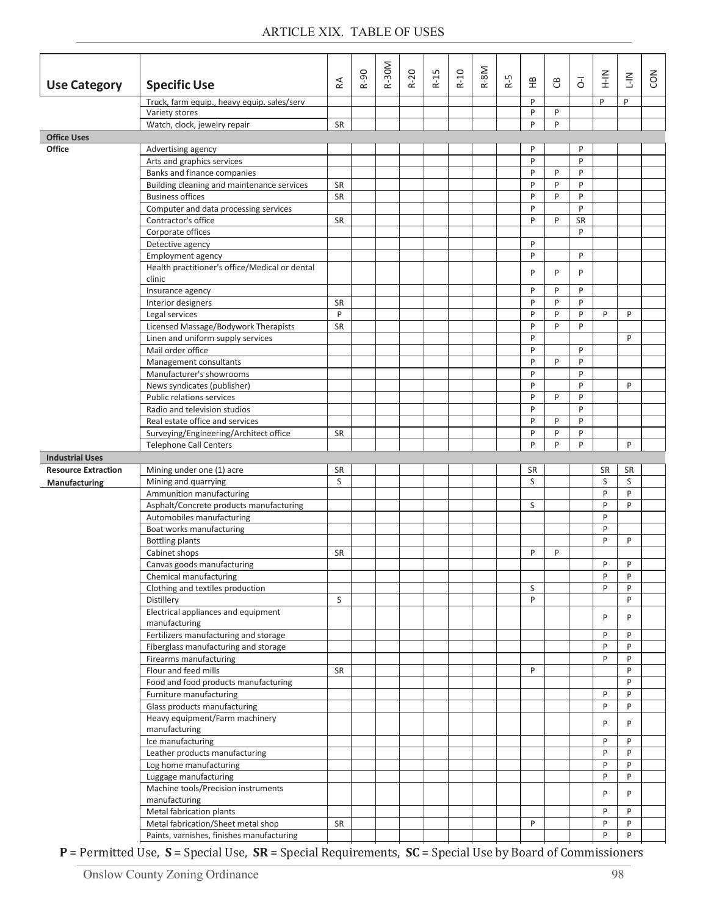## ARTICLE XIX. TABLE OF USES

| Use Category | Specific Use | RA | R-90 | R-30M | R-20 | R-15 | R-10 | R-8M | R-5 | HB | CB | O-I | H-IN | L-IN | CON |
|---|---|---|---|---|---|---|---|---|---|---|---|---|---|---|---|
| | Truck, farm equip., heavy equip. sales/serv | | | | | | | | | P | | | P | P | |
| | Variety stores | | | | | | | | | P | P | | | | |
| | Watch, clock, jewelry repair | SR | | | | | | | | P | P | | | | |
| **Office Uses** | | | | | | | | | | | | | | | |
| **Office** | Advertising agency | | | | | | | | | P | | P | | | |
| | Arts and graphics services | | | | | | | | | P | | P | | | |
| | Banks and finance companies | | | | | | | | | P | P | P | | | |
| | Building cleaning and maintenance services | SR | | | | | | | | P | P | P | | | |
| | Business offices | SR | | | | | | | | P | P | P | | | |
| | Computer and data processing services | | | | | | | | | P | | P | | | |
| | Contractor's office | SR | | | | | | | | P | P | SR | | | |
| | Corporate offices | | | | | | | | | | | P | | | |
| | Detective agency | | | | | | | | | P | | | | | |
| | Employment agency | | | | | | | | | P | | P | | | |
| | Health practitioner's office/Medical or dental clinic | | | | | | | | | P | P | P | | | |
| | Insurance agency | | | | | | | | | P | P | P | | | |
| | Interior designers | SR | | | | | | | | P | P | P | | | |
| | Legal services | P | | | | | | | | P | P | P | P | P | |
| | Licensed Massage/Bodywork Therapists | SR | | | | | | | | P | P | P | | | |
| | Linen and uniform supply services | | | | | | | | | P | | | | P | |
| | Mail order office | | | | | | | | | P | | P | | | |
| | Management consultants | | | | | | | | | P | P | P | | | |
| | Manufacturer's showrooms | | | | | | | | | P | | P | | | |
| | News syndicates (publisher) | | | | | | | | | P | | P | | P | |
| | Public relations services | | | | | | | | | P | P | P | | | |
| | Radio and television studios | | | | | | | | | P | | P | | | |
| | Real estate office and services | | | | | | | | | P | P | P | | | |
| | Surveying/Engineering/Architect office | SR | | | | | | | | P | P | P | | | |
| | Telephone Call Centers | | | | | | | | | P | P | P | | P | |
| **Industrial Uses** | | | | | | | | | | | | | | | |
| **Resource Extraction** | Mining under one (1) acre | SR | | | | | | | | SR | | | SR | SR | |
| **Manufacturing** | Mining and quarrying | S | | | | | | | | S | | | S | S | |
| | Ammunition manufacturing | | | | | | | | | | | | P | P | |
| | Asphalt/Concrete products manufacturing | | | | | | | | | S | | | P | P | |
| | Automobiles manufacturing | | | | | | | | | | | | P | | |
| | Boat works manufacturing | | | | | | | | | | | | P | | |
| | Bottling plants | | | | | | | | | | | | P | P | |
| | Cabinet shops | SR | | | | | | | | P | P | | | | |
| | Canvas goods manufacturing | | | | | | | | | | | | P | P | |
| | Chemical manufacturing | | | | | | | | | | | | P | P | |
| | Clothing and textiles production | | | | | | | | | S | | | P | P | |
| | Distillery | S | | | | | | | | P | | | | P | |
| | Electrical appliances and equipment manufacturing | | | | | | | | | | | | P | P | |
| | Fertilizers manufacturing and storage | | | | | | | | | | | | P | P | |
| | Fiberglass manufacturing and storage | | | | | | | | | | | | P | P | |
| | Firearms manufacturing | | | | | | | | | | | | P | P | |
| | Flour and feed mills | SR | | | | | | | | P | | | | P | |
| | Food and food products manufacturing | | | | | | | | | | | | | P | |
| | Furniture manufacturing | | | | | | | | | | | | P | P | |
| | Glass products manufacturing | | | | | | | | | | | | P | P | |
| | Heavy equipment/Farm machinery manufacturing | | | | | | | | | | | | P | P | |
| | Ice manufacturing | | | | | | | | | | | | P | P | |
| | Leather products manufacturing | | | | | | | | | | | | P | P | |
| | Log home manufacturing | | | | | | | | | | | | P | P | |
| | Luggage manufacturing | | | | | | | | | | | | P | P | |
| | Machine tools/Precision instruments manufacturing | | | | | | | | | | | | P | P | |
| | Metal fabrication plants | | | | | | | | | | | | P | P | |
| | Metal fabrication/Sheet metal shop | SR | | | | | | | | P | | | P | P | |
| | Paints, varnishes, finishes manufacturing | | | | | | | | | | | | P | P | |

**P** = Permitted Use, **S** = Special Use, **SR** = Special Requirements, **SC** = Special Use by Board of Commissioners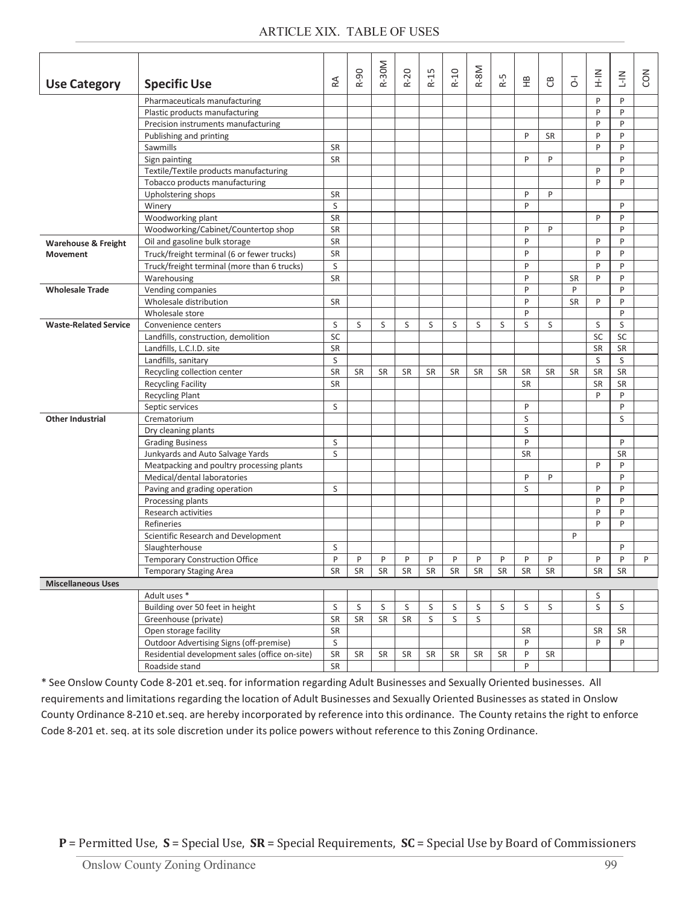## ARTICLE XIX. TABLE OF USES

| Use Category | Specific Use | RA | R-90 | R-30M | R-20 | R-15 | R-10 | R-8M | R-5 | HB | CB | O-I | H-IN | L-IN | CON |
|---|---|---|---|---|---|---|---|---|---|---|---|---|---|---|---|
| | Pharmaceuticals manufacturing | | | | | | | | | | | | P | P | |
| | Plastic products manufacturing | | | | | | | | | | | | P | P | |
| | Precision instruments manufacturing | | | | | | | | | | | | P | P | |
| | Publishing and printing | | | | | | | | | P | SR | | P | P | |
| | Sawmills | SR | | | | | | | | | | | P | P | |
| | Sign painting | SR | | | | | | | | P | P | | | P | |
| | Textile/Textile products manufacturing | | | | | | | | | | | | P | P | |
| | Tobacco products manufacturing | | | | | | | | | | | | P | P | |
| | Upholstering shops | SR | | | | | | | | P | P | | | | |
| | Winery | S | | | | | | | | P | | | | P | |
| | Woodworking plant | SR | | | | | | | | | | | P | P | |
| | Woodworking/Cabinet/Countertop shop | SR | | | | | | | | P | P | | | P | |
| **Warehouse & Freight Movement** | Oil and gasoline bulk storage | SR | | | | | | | | P | | | P | P | |
| | Truck/freight terminal (6 or fewer trucks) | SR | | | | | | | | P | | | P | P | |
| | Truck/freight terminal (more than 6 trucks) | S | | | | | | | | P | | | P | P | |
| | Warehousing | SR | | | | | | | | P | | SR | P | P | |
| **Wholesale Trade** | Vending companies | | | | | | | | | P | | P | | P | |
| | Wholesale distribution | SR | | | | | | | | P | | SR | P | P | |
| | Wholesale store | | | | | | | | | P | | | | P | |
| **Waste-Related Service** | Convenience centers | S | S | S | S | S | S | S | S | S | S | | S | S | |
| | Landfills, construction, demolition | SC | | | | | | | | | | | SC | SC | |
| | Landfills, L.C.I.D. site | SR | | | | | | | | | | | SR | SR | |
| | Landfills, sanitary | S | | | | | | | | | | | S | S | |
| | Recycling collection center | SR | SR | SR | SR | SR | SR | SR | SR | SR | SR | SR | SR | SR | |
| | Recycling Facility | SR | | | | | | | | SR | | | SR | SR | |
| | Recycling Plant | | | | | | | | | | | | P | P | |
| | Septic services | S | | | | | | | | P | | | | P | |
| **Other Industrial** | Crematorium | | | | | | | | | S | | | | S | |
| | Dry cleaning plants | | | | | | | | | S | | | | | |
| | Grading Business | S | | | | | | | | P | | | | P | |
| | Junkyards and Auto Salvage Yards | S | | | | | | | | SR | | | | SR | |
| | Meatpacking and poultry processing plants | | | | | | | | | | | | P | P | |
| | Medical/dental laboratories | | | | | | | | | P | P | | | P | |
| | Paving and grading operation | S | | | | | | | | S | | | P | P | |
| | Processing plants | | | | | | | | | | | | P | P | |
| | Research activities | | | | | | | | | | | | P | P | |
| | Refineries | | | | | | | | | | | | P | P | |
| | Scientific Research and Development | | | | | | | | | | | P | | | |
| | Slaughterhouse | S | | | | | | | | | | | | P | |
| | Temporary Construction Office | P | P | P | P | P | P | P | P | P | P | | P | P | P |
| | Temporary Staging Area | SR | SR | SR | SR | SR | SR | SR | SR | SR | SR | | SR | SR | |
| **Miscellaneous Uses** | | | | | | | | | | | | | | | |
| | Adult uses * | | | | | | | | | | | | S | | |
| | Building over 50 feet in height | S | S | S | S | S | S | S | S | S | S | | S | S | |
| | Greenhouse (private) | SR | SR | SR | SR | S | S | S | | | | | | | |
| | Open storage facility | SR | | | | | | | | SR | | | SR | SR | |
| | Outdoor Advertising Signs (off-premise) | S | | | | | | | | P | | | P | P | |
| | Residential development sales (office on-site) | SR | SR | SR | SR | SR | SR | SR | SR | P | SR | | | | |
| | Roadside stand | SR | | | | | | | | P | | | | | |

* See Onslow County Code 8-201 et.seq. for information regarding Adult Businesses and Sexually Oriented businesses. All requirements and limitations regarding the location of Adult Businesses and Sexually Oriented Businesses as stated in Onslow County Ordinance 8-210 et.seq. are hereby incorporated by reference into this ordinance. The County retains the right to enforce Code 8-201 et. seq. at its sole discretion under its police powers without reference to this Zoning Ordinance.

**P** = Permitted Use, **S** = Special Use, **SR** = Special Requirements, **SC** = Special Use by Board of Commissioners